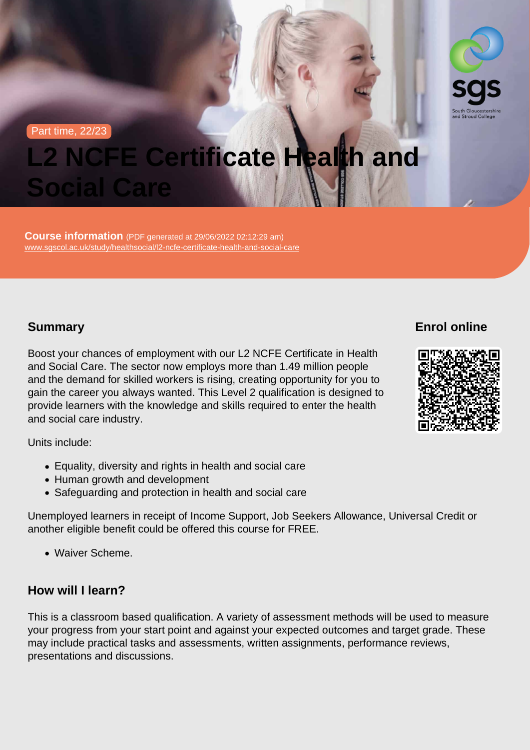Part time, 22/23

# L2 NCFE Certificate Health and Social Care

**Course information** (PDF generated at 29/06/2022 02:12:29 am)
www.sgscol.ac.uk/study/healthsocial/l2-ncfe-certificate-health-and-social-care

## Summary

Boost your chances of employment with our L2 NCFE Certificate in Health and Social Care. The sector now employs more than 1.49 million people and the demand for skilled workers is rising, creating opportunity for you to gain the career you always wanted. This Level 2 qualification is designed to provide learners with the knowledge and skills required to enter the health and social care industry.

Units include:

- Equality, diversity and rights in health and social care
- Human growth and development
- Safeguarding and protection in health and social care

Unemployed learners in receipt of Income Support, Job Seekers Allowance, Universal Credit or another eligible benefit could be offered this course for FREE.

- Waiver Scheme.

## Enrol online

## How will I learn?

This is a classroom based qualification. A variety of assessment methods will be used to measure your progress from your start point and against your expected outcomes and target grade. These may include practical tasks and assessments, written assignments, performance reviews, presentations and discussions.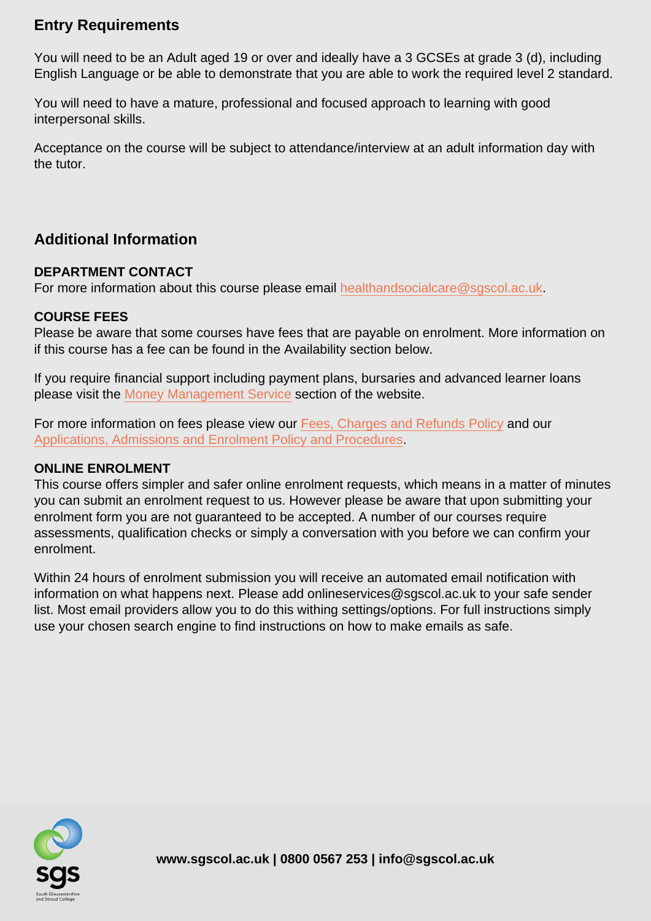## Entry Requirements

You will need to be an Adult aged 19 or over and ideally have a 3 GCSEs at grade 3 (d), including English Language or be able to demonstrate that you are able to work the required level 2 standard.

You will need to have a mature, professional and focused approach to learning with good interpersonal skills.

Acceptance on the course will be subject to attendance/interview at an adult information day with the tutor.

## Additional Information

**DEPARTMENT CONTACT**
For more information about this course please email healthandsocialcare@sgscol.ac.uk.

**COURSE FEES**
Please be aware that some courses have fees that are payable on enrolment. More information on if this course has a fee can be found in the Availability section below.

If you require financial support including payment plans, bursaries and advanced learner loans please visit the Money Management Service section of the website.

For more information on fees please view our Fees, Charges and Refunds Policy and our Applications, Admissions and Enrolment Policy and Procedures.

**ONLINE ENROLMENT**
This course offers simpler and safer online enrolment requests, which means in a matter of minutes you can submit an enrolment request to us. However please be aware that upon submitting your enrolment form you are not guaranteed to be accepted. A number of our courses require assessments, qualification checks or simply a conversation with you before we can confirm your enrolment.

Within 24 hours of enrolment submission you will receive an automated email notification with information on what happens next. Please add onlineservices@sgscol.ac.uk to your safe sender list. Most email providers allow you to do this withing settings/options. For full instructions simply use your chosen search engine to find instructions on how to make emails as safe.

sgs
South Gloucestershire and Stroud College

**www.sgscol.ac.uk | 0800 0567 253 | info@sgscol.ac.uk**